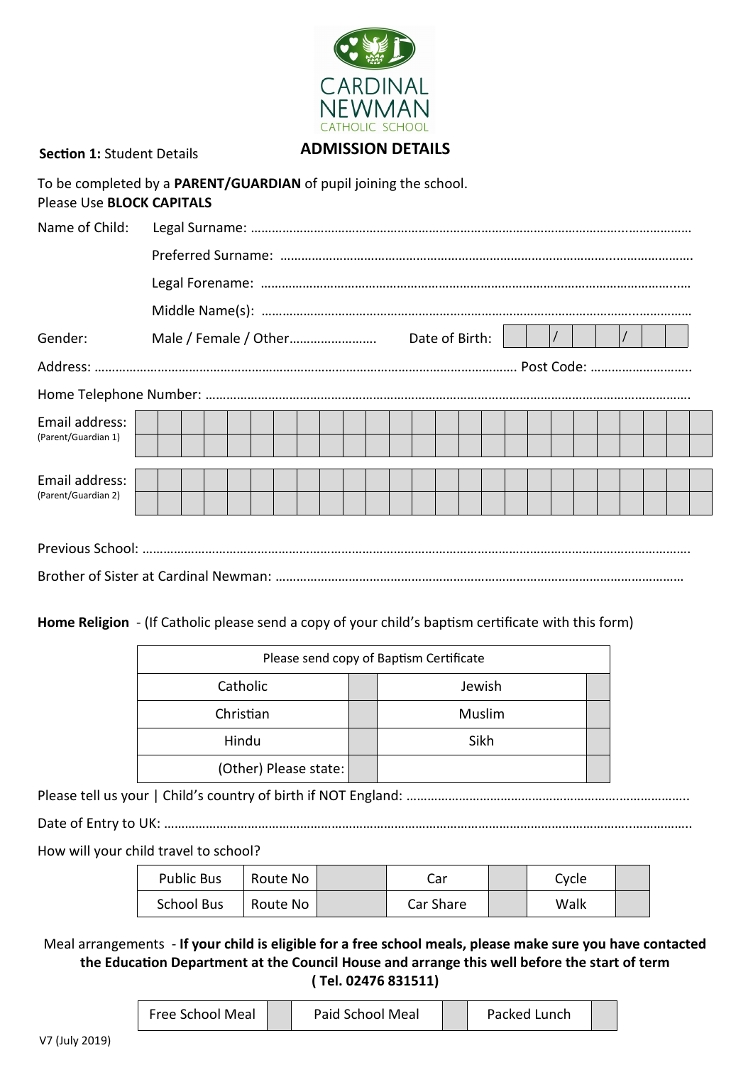CARDINAL NEWMAN
CATHOLIC SCHOOL

**Section 1:** Student Details

## ADMISSION DETAILS

To be completed by a **PARENT/GUARDIAN** of pupil joining the school.
Please Use **BLOCK CAPITALS**

Name of Child: Legal Surname: …………………………………………………………………………………………………………

Preferred Surname: …………………………………………………………………………………………………………

Legal Forename: …………………………………………………………………………………………………………

Middle Name(s): …………………………………………………………………………………………………………

Gender: Male / Female / Other…………………… Date of Birth: | | | / | | | / | | |

Address: ………………………………………………………………………………………………… Post Code: ………………………

Home Telephone Number: …………………………………………………………………………………………………………

Email address: (Parent/Guardian 1)

Email address: (Parent/Guardian 2)

Previous School: …………………………………………………………………………………………………………

Brother of Sister at Cardinal Newman: …………………………………………………………………………………

**Home Religion** - (If Catholic please send a copy of your child's baptism certificate with this form)

| Please send copy of Baptism Certificate | | | |
|---|---|---|---|
| Catholic | | Jewish | |
| Christian | | Muslim | |
| Hindu | | Sikh | |
| (Other) Please state: | | | |

Please tell us your | Child's country of birth if NOT England: ………………………………………………………………

Date of Entry to UK: …………………………………………………………………………………………………………

How will your child travel to school?

| Public Bus | Route No | | Car | | Cycle | |
|---|---|---|---|---|---|---|
| School Bus | Route No | | Car Share | | Walk | |

Meal arrangements - **If your child is eligible for a free school meals, please make sure you have contacted the Education Department at the Council House and arrange this well before the start of term ( Tel. 02476 831511)**

| Free School Meal | | Paid School Meal | | Packed Lunch | |
|---|---|---|---|---|---|

V7 (July 2019)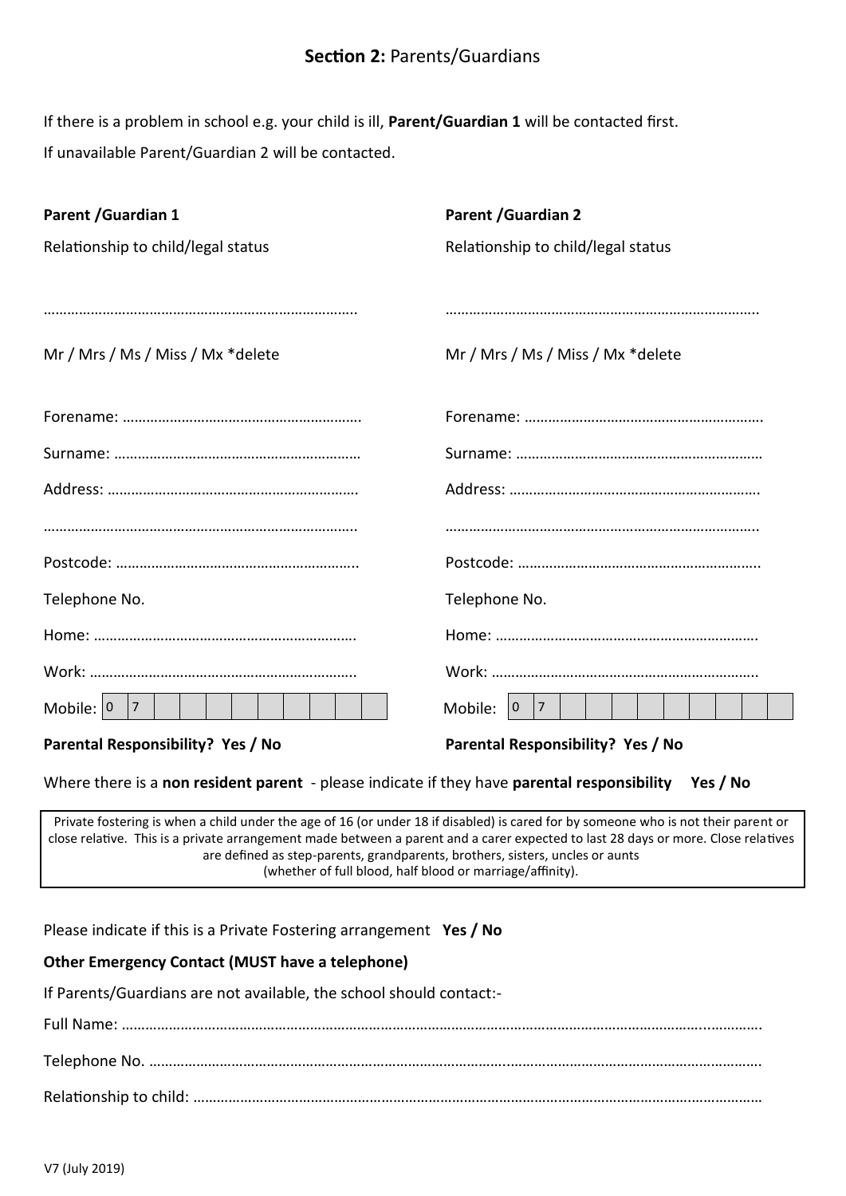## **Section 2:** Parents/Guardians

If there is a problem in school e.g. your child is ill, **Parent/Guardian 1** will be contacted first.

If unavailable Parent/Guardian 2 will be contacted.

**Parent /Guardian 1**

Relationship to child/legal status

……………………………………………………………………..

Mr / Mrs / Ms / Miss / Mx *delete

Forename: …………………………………………………….

Surname: ……………………………………………………..

Address: ………………………………………………………

……………………………………………………………………..

Postcode: ……………………………………………………..

Telephone No.

Home: …………………………………………………………

Work: ………………………………………………………….

Mobile: | 0 | 7 | | | | | | | | | | |

**Parental Responsibility? Yes / No**

**Parent /Guardian 2**

Relationship to child/legal status

……………………………………………………………………..

Mr / Mrs / Ms / Miss / Mx *delete

Forename: …………………………………………………….

Surname: ……………………………………………………..

Address: ………………………………………………………

……………………………………………………………………..

Postcode: ……………………………………………………..

Telephone No.

Home: …………………………………………………………

Work: ………………………………………………………….

Mobile: | 0 | 7 | | | | | | | | | | |

**Parental Responsibility? Yes / No**

Where there is a **non resident parent** - please indicate if they have **parental responsibility** **Yes / No**

Private fostering is when a child under the age of 16 (or under 18 if disabled) is cared for by someone who is not their parent or close relative. This is a private arrangement made between a parent and a carer expected to last 28 days or more. Close relatives are defined as step-parents, grandparents, brothers, sisters, uncles or aunts (whether of full blood, half blood or marriage/affinity).

Please indicate if this is a Private Fostering arrangement **Yes / No**

**Other Emergency Contact (MUST have a telephone)**

If Parents/Guardians are not available, the school should contact:-

Full Name: ……………………………………………………………………………………………………………………………………

Telephone No. ………………………………………………………………………………………………………………………………

Relationship to child: ……………………………………………………………………………………………………………………

V7 (July 2019)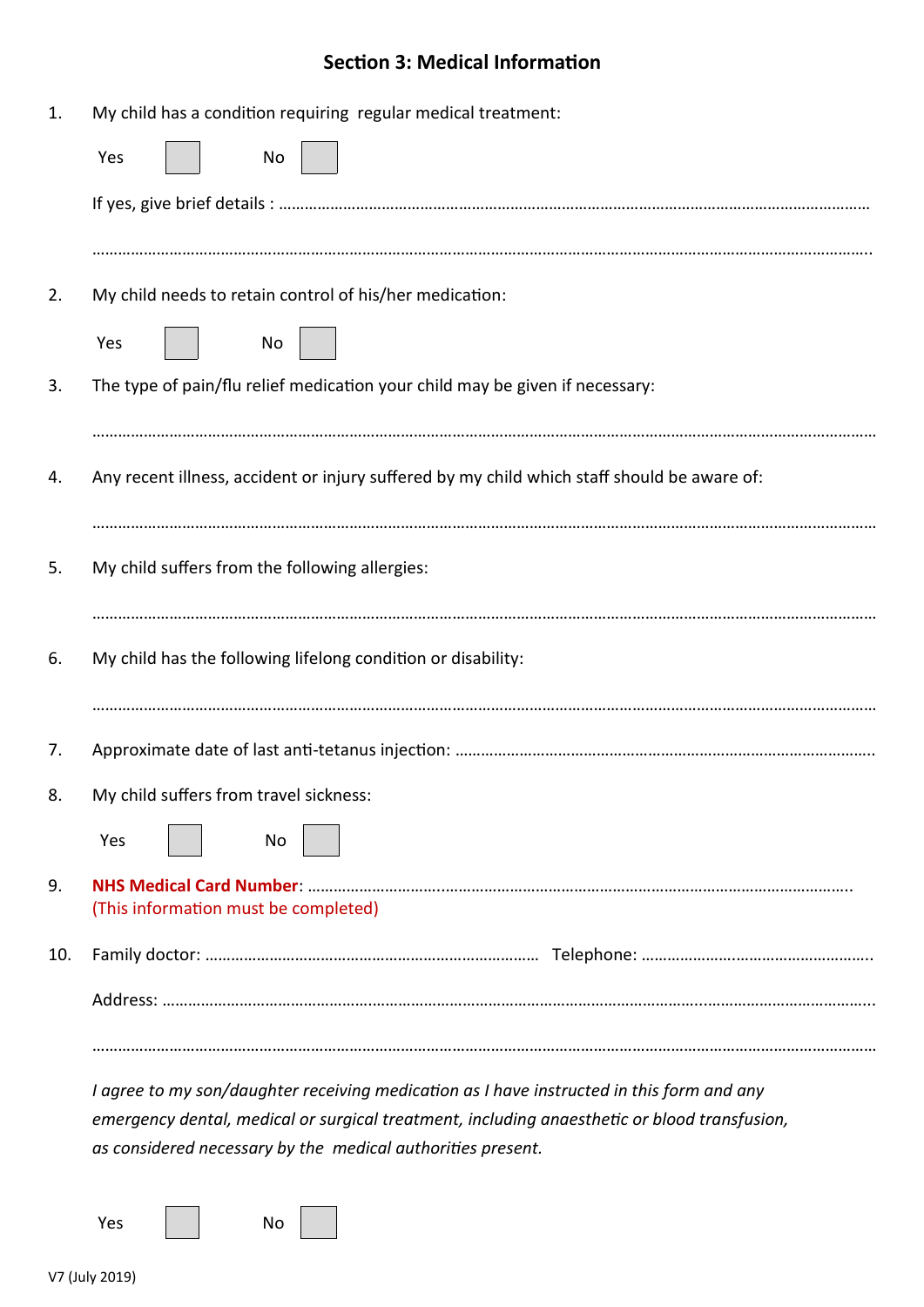## Section 3: Medical Information

1. My child has a condition requiring regular medical treatment:

   Yes ☐ No ☐

   If yes, give brief details : ……………………………………………………………………………………………………………………

   ……………………………………………………………………………………………………………………………………………………..

2. My child needs to retain control of his/her medication:

   Yes ☐ No ☐

3. The type of pain/flu relief medication your child may be given if necessary:

   ……………………………………………………………………………………………………………………………………………………

4. Any recent illness, accident or injury suffered by my child which staff should be aware of:

   ……………………………………………………………………………………………………………………………………………………

5. My child suffers from the following allergies:

   ……………………………………………………………………………………………………………………………………………………

6. My child has the following lifelong condition or disability:

   ……………………………………………………………………………………………………………………………………………………

7. Approximate date of last anti-tetanus injection: ……………………………………………………………………………………..

8. My child suffers from travel sickness:

   Yes ☐ No ☐

9. **NHS Medical Card Number**: ……………………………………………………………………………………………………………..
   (This information must be completed)

10. Family doctor: …………………………………………………………………… Telephone: ……………………………………………..

    Address: ……………………………………………………………………………………………………………………………………….

    ……………………………………………………………………………………………………………………………………………………

*I agree to my son/daughter receiving medication as I have instructed in this form and any emergency dental, medical or surgical treatment, including anaesthetic or blood transfusion, as considered necessary by the medical authorities present.*

Yes ☐ No ☐

V7 (July 2019)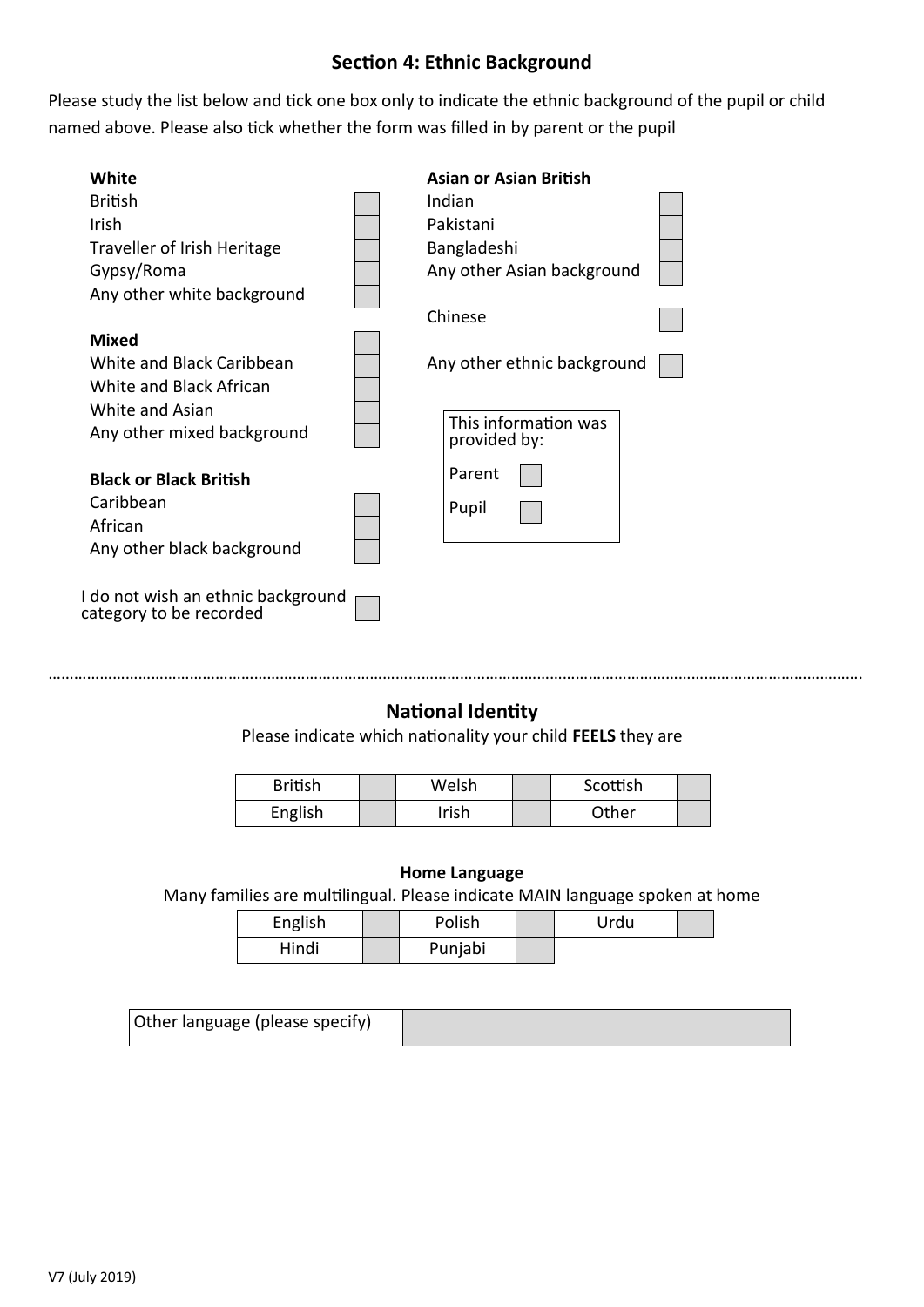## Section 4: Ethnic Background

Please study the list below and tick one box only to indicate the ethnic background of the pupil or child named above. Please also tick whether the form was filled in by parent or the pupil

**White**

- British ☐
- Irish ☐
- Traveller of Irish Heritage ☐
- Gypsy/Roma ☐
- Any other white background ☐

**Mixed**

- White and Black Caribbean ☐
- White and Black African ☐
- White and Asian ☐
- Any other mixed background ☐

**Black or Black British**

- Caribbean ☐
- African ☐
- Any other black background ☐

I do not wish an ethnic background category to be recorded ☐

**Asian or Asian British**

- Indian ☐
- Pakistani ☐
- Bangladeshi ☐
- Any other Asian background ☐

Chinese ☐

Any other ethnic background ☐

This information was provided by:

- Parent ☐
- Pupil ☐

## National Identity

Please indicate which nationality your child **FEELS** they are

| British | | Welsh | | Scottish | |
|---|---|---|---|---|---|
| English | | Irish | | Other | |

### Home Language

Many families are multilingual. Please indicate MAIN language spoken at home

| English | | Polish | | Urdu | |
|---|---|---|---|---|---|
| Hindi | | Punjabi | | | |

| Other language (please specify) | |
|---|---|

V7 (July 2019)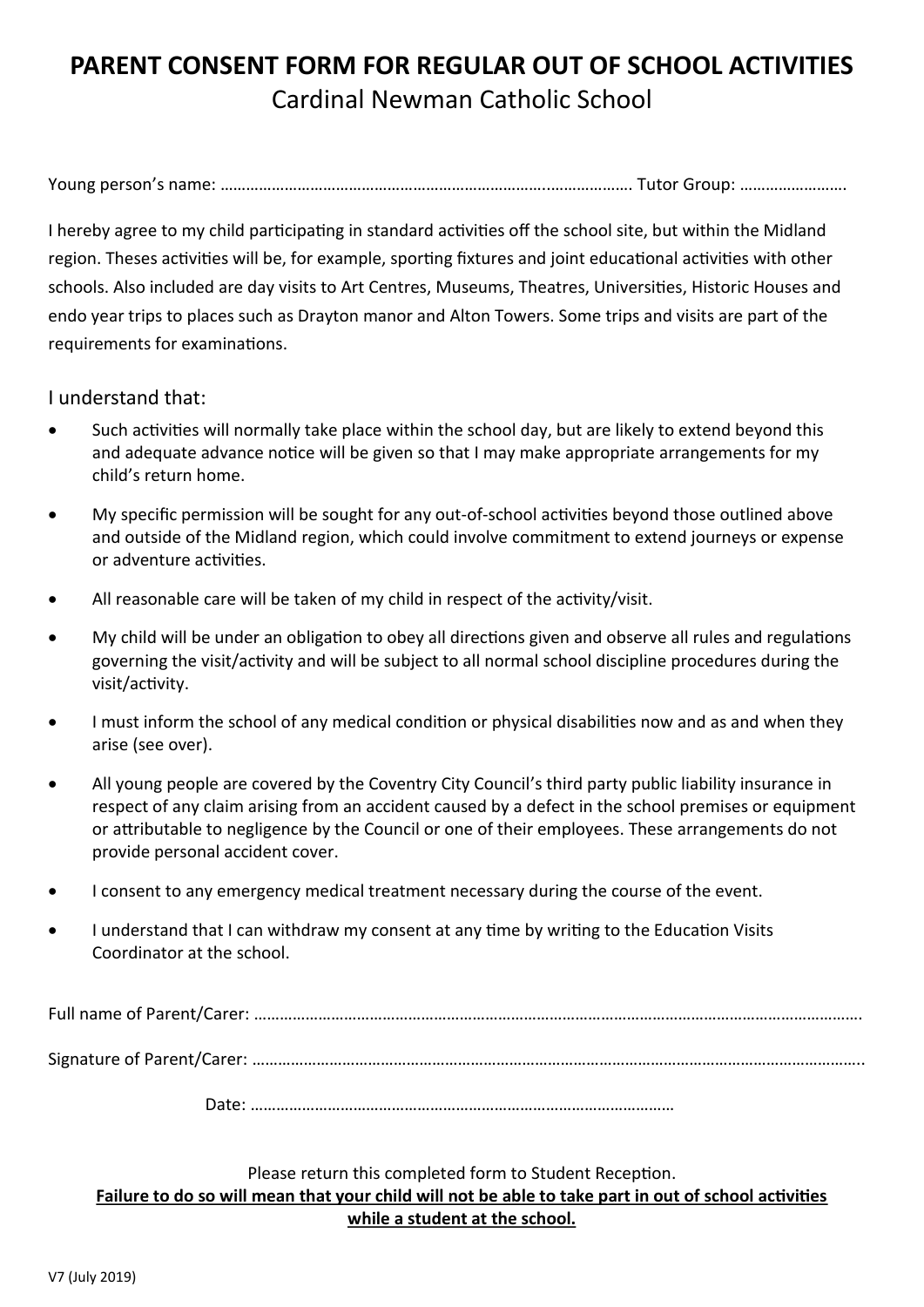# PARENT CONSENT FORM FOR REGULAR OUT OF SCHOOL ACTIVITIES

Cardinal Newman Catholic School

Young person's name: ………………………………………………………………………..………………. Tutor Group: …………………….

I hereby agree to my child participating in standard activities off the school site, but within the Midland region. Theses activities will be, for example, sporting fixtures and joint educational activities with other schools. Also included are day visits to Art Centres, Museums, Theatres, Universities, Historic Houses and endo year trips to places such as Drayton manor and Alton Towers. Some trips and visits are part of the requirements for examinations.

I understand that:

- Such activities will normally take place within the school day, but are likely to extend beyond this and adequate advance notice will be given so that I may make appropriate arrangements for my child's return home.
- My specific permission will be sought for any out-of-school activities beyond those outlined above and outside of the Midland region, which could involve commitment to extend journeys or expense or adventure activities.
- All reasonable care will be taken of my child in respect of the activity/visit.
- My child will be under an obligation to obey all directions given and observe all rules and regulations governing the visit/activity and will be subject to all normal school discipline procedures during the visit/activity.
- I must inform the school of any medical condition or physical disabilities now and as and when they arise (see over).
- All young people are covered by the Coventry City Council's third party public liability insurance in respect of any claim arising from an accident caused by a defect in the school premises or equipment or attributable to negligence by the Council or one of their employees. These arrangements do not provide personal accident cover.
- I consent to any emergency medical treatment necessary during the course of the event.
- I understand that I can withdraw my consent at any time by writing to the Education Visits Coordinator at the school.

Full name of Parent/Carer: ……………………………………………………………………………………………………………………….

Signature of Parent/Carer: ………………………………………………………………………………………………………………………..

Date: ………………………………………………………………………………………

Please return this completed form to Student Reception.

**Failure to do so will mean that your child will not be able to take part in out of school activities while a student at the school.**

V7 (July 2019)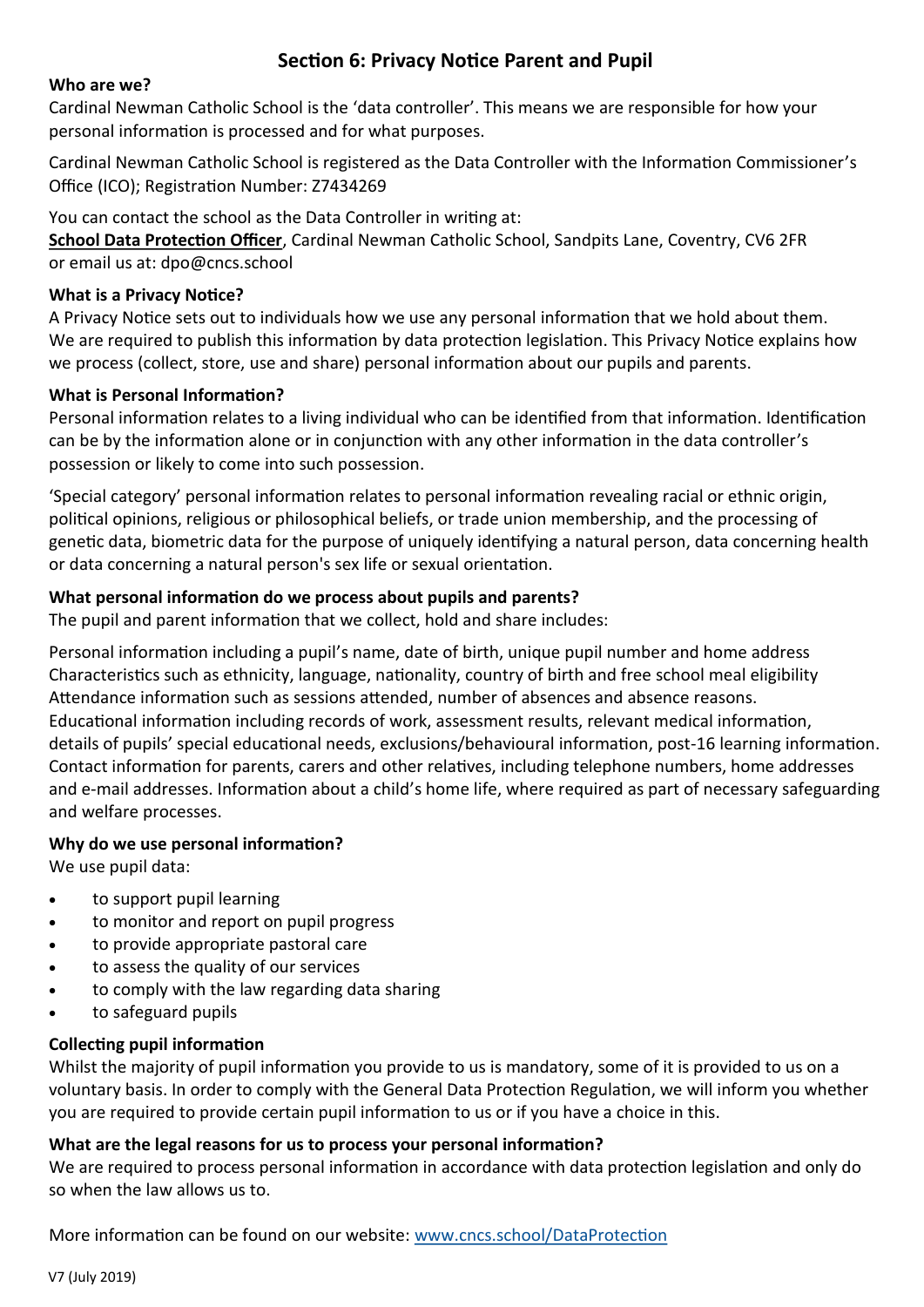## Section 6: Privacy Notice Parent and Pupil

**Who are we?**

Cardinal Newman Catholic School is the 'data controller'. This means we are responsible for how your personal information is processed and for what purposes.

Cardinal Newman Catholic School is registered as the Data Controller with the Information Commissioner's Office (ICO); Registration Number: Z7434269

You can contact the school as the Data Controller in writing at:
**School Data Protection Officer**, Cardinal Newman Catholic School, Sandpits Lane, Coventry, CV6 2FR
or email us at: dpo@cncs.school

**What is a Privacy Notice?**

A Privacy Notice sets out to individuals how we use any personal information that we hold about them. We are required to publish this information by data protection legislation. This Privacy Notice explains how we process (collect, store, use and share) personal information about our pupils and parents.

**What is Personal Information?**

Personal information relates to a living individual who can be identified from that information. Identification can be by the information alone or in conjunction with any other information in the data controller's possession or likely to come into such possession.

'Special category' personal information relates to personal information revealing racial or ethnic origin, political opinions, religious or philosophical beliefs, or trade union membership, and the processing of genetic data, biometric data for the purpose of uniquely identifying a natural person, data concerning health or data concerning a natural person's sex life or sexual orientation.

**What personal information do we process about pupils and parents?**

The pupil and parent information that we collect, hold and share includes:

Personal information including a pupil's name, date of birth, unique pupil number and home address
Characteristics such as ethnicity, language, nationality, country of birth and free school meal eligibility
Attendance information such as sessions attended, number of absences and absence reasons.
Educational information including records of work, assessment results, relevant medical information, details of pupils' special educational needs, exclusions/behavioural information, post-16 learning information.
Contact information for parents, carers and other relatives, including telephone numbers, home addresses and e-mail addresses. Information about a child's home life, where required as part of necessary safeguarding and welfare processes.

**Why do we use personal information?**

We use pupil data:

- to support pupil learning
- to monitor and report on pupil progress
- to provide appropriate pastoral care
- to assess the quality of our services
- to comply with the law regarding data sharing
- to safeguard pupils

**Collecting pupil information**

Whilst the majority of pupil information you provide to us is mandatory, some of it is provided to us on a voluntary basis. In order to comply with the General Data Protection Regulation, we will inform you whether you are required to provide certain pupil information to us or if you have a choice in this.

**What are the legal reasons for us to process your personal information?**

We are required to process personal information in accordance with data protection legislation and only do so when the law allows us to.

More information can be found on our website: www.cncs.school/DataProtection

V7 (July 2019)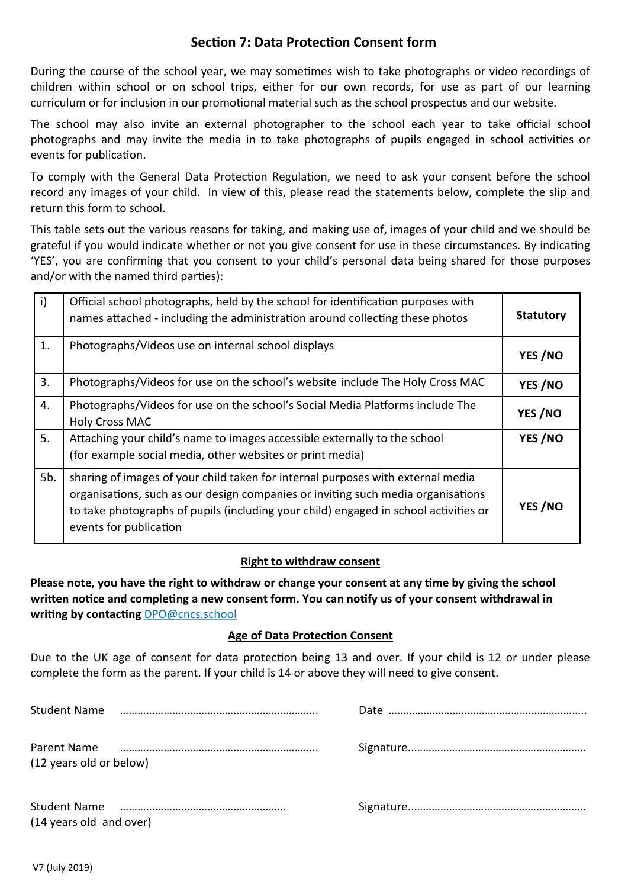## Section 7: Data Protection Consent form

During the course of the school year, we may sometimes wish to take photographs or video recordings of children within school or on school trips, either for our own records, for use as part of our learning curriculum or for inclusion in our promotional material such as the school prospectus and our website.

The school may also invite an external photographer to the school each year to take official school photographs and may invite the media in to take photographs of pupils engaged in school activities or events for publication.

To comply with the General Data Protection Regulation, we need to ask your consent before the school record any images of your child. In view of this, please read the statements below, complete the slip and return this form to school.

This table sets out the various reasons for taking, and making use of, images of your child and we should be grateful if you would indicate whether or not you give consent for use in these circumstances. By indicating 'YES', you are confirming that you consent to your child's personal data being shared for those purposes and/or with the named third parties):

| | | |
|---|---|---|
| i) | Official school photographs, held by the school for identification purposes with names attached - including the administration around collecting these photos | **Statutory** |
| 1. | Photographs/Videos use on internal school displays | **YES /NO** |
| 3. | Photographs/Videos for use on the school's website include The Holy Cross MAC | **YES /NO** |
| 4. | Photographs/Videos for use on the school's Social Media Platforms include The Holy Cross MAC | **YES /NO** |
| 5. | Attaching your child's name to images accessible externally to the school (for example social media, other websites or print media) | **YES /NO** |
| 5b. | sharing of images of your child taken for internal purposes with external media organisations, such as our design companies or inviting such media organisations to take photographs of pupils (including your child) engaged in school activities or events for publication | **YES /NO** |

**Right to withdraw consent**

**Please note, you have the right to withdraw or change your consent at any time by giving the school written notice and completing a new consent form. You can notify us of your consent withdrawal in writing by contacting** DPO@cncs.school

**Age of Data Protection Consent**

Due to the UK age of consent for data protection being 13 and over. If your child is 12 or under please complete the form as the parent. If your child is 14 or above they will need to give consent.

Student Name ………………………………………………………… Date …………………………………………………………

Parent Name ………………………………………………………… Signature…………………………………………………
(12 years old or below)

Student Name ……………………………………………… Signature…………………………………………………
(14 years old and over)

V7 (July 2019)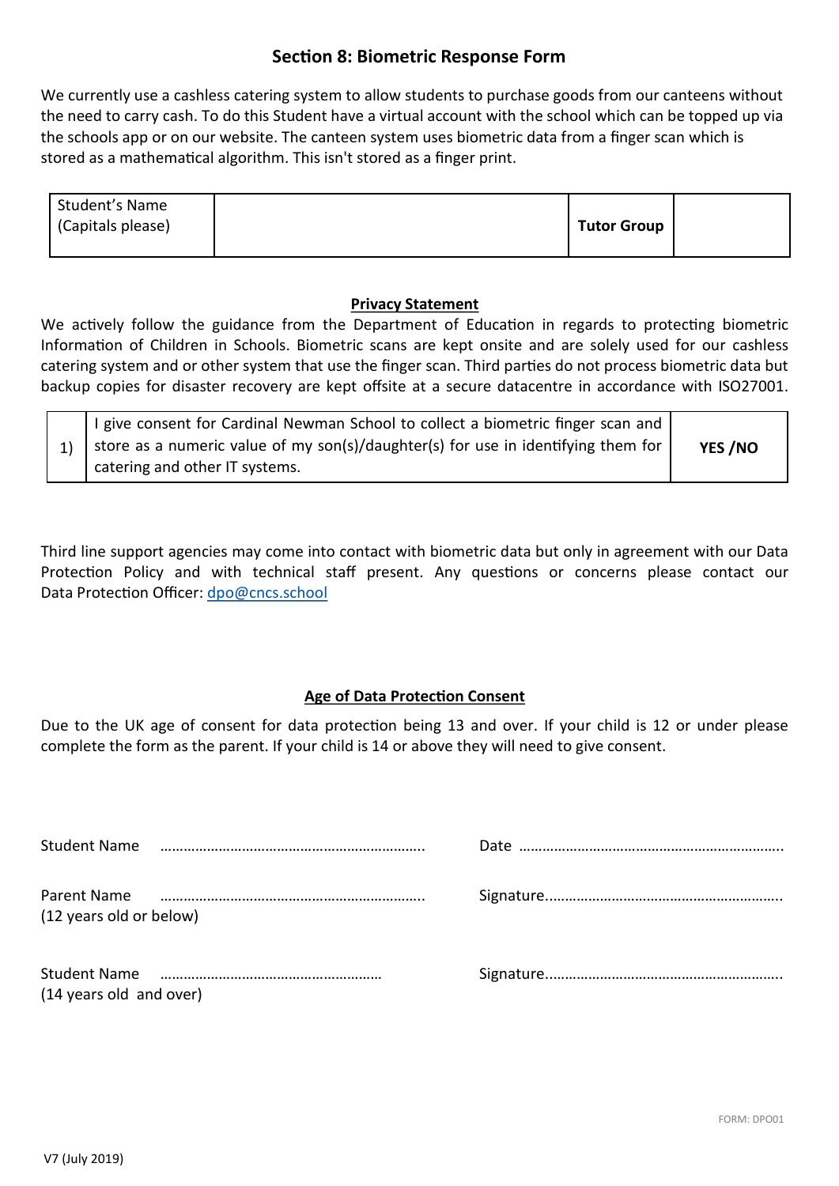## Section 8: Biometric Response Form

We currently use a cashless catering system to allow students to purchase goods from our canteens without the need to carry cash. To do this Student have a virtual account with the school which can be topped up via the schools app or on our website. The canteen system uses biometric data from a finger scan which is stored as a mathematical algorithm. This isn't stored as a finger print.

| | | | |
|---|---|---|---|
| Student's Name (Capitals please) | | **Tutor Group** | |

**Privacy Statement**

We actively follow the guidance from the Department of Education in regards to protecting biometric Information of Children in Schools. Biometric scans are kept onsite and are solely used for our cashless catering system and or other system that use the finger scan. Third parties do not process biometric data but backup copies for disaster recovery are kept offsite at a secure datacentre in accordance with ISO27001.

| | | |
|---|---|---|
| 1) | I give consent for Cardinal Newman School to collect a biometric finger scan and store as a numeric value of my son(s)/daughter(s) for use in identifying them for catering and other IT systems. | **YES /NO** |

Third line support agencies may come into contact with biometric data but only in agreement with our Data Protection Policy and with technical staff present. Any questions or concerns please contact our Data Protection Officer: dpo@cncs.school

**Age of Data Protection Consent**

Due to the UK age of consent for data protection being 13 and over. If your child is 12 or under please complete the form as the parent. If your child is 14 or above they will need to give consent.

Student Name ………………………………………………………….. Date …………………………………………………………..

Parent Name ………………………………………………………….. Signature…………………………………………………..
(12 years old or below)

Student Name ……………………………………………… Signature…………………………………………………..
(14 years old and over)

FORM: DPO01

V7 (July 2019)